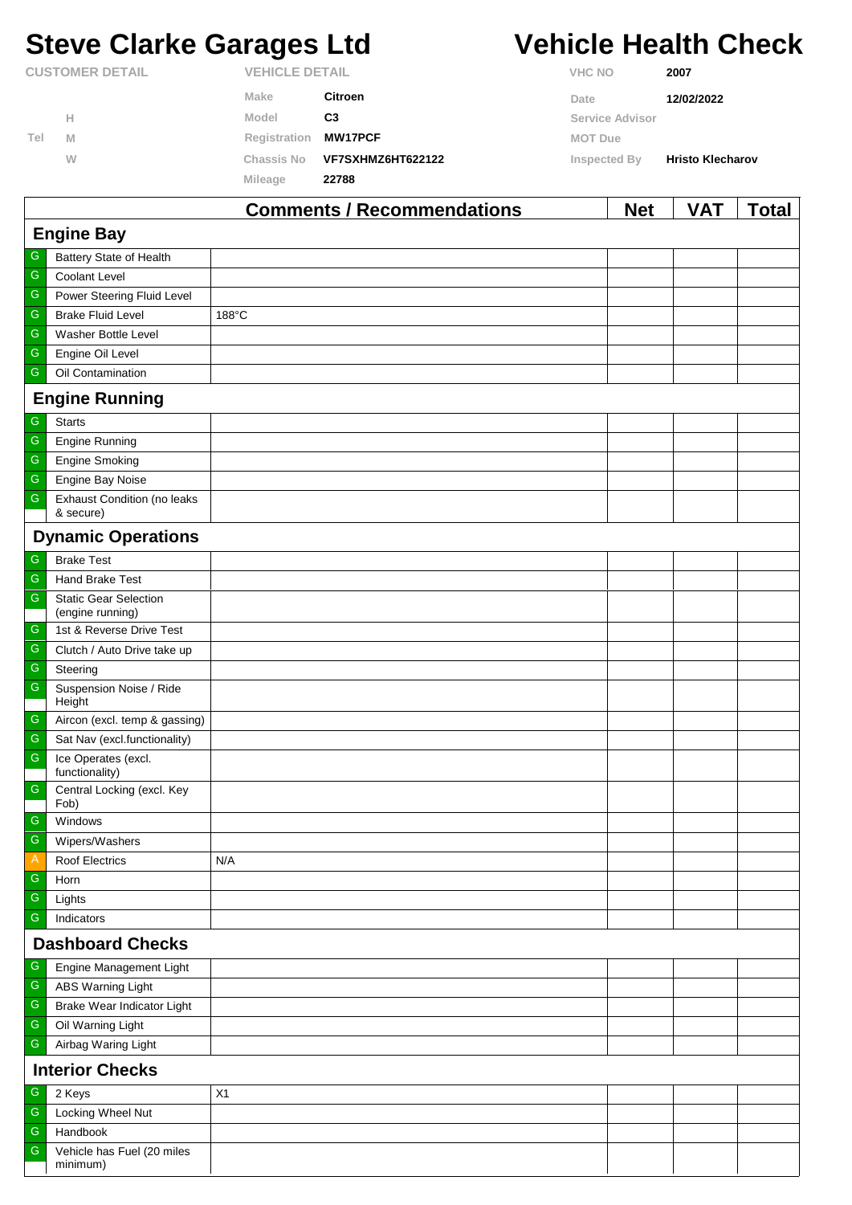# Steve Clarke Garages Ltd

# Vehicle Health Check

| CUSTOMER DETAIL | | VEHICLE DETAIL | | | |
|---|---|---|---|---|---|
| | | Make | Citroen | VHC NO | 2007 |
| | H | Model | C3 | Date | 12/02/2022 |
| Tel | M | Registration | MW17PCF | Service Advisor | |
| | W | Chassis No | VF7SXHMZ6HT622122 | MOT Due | |
| | | Mileage | 22788 | Inspected By | Hristo Klecharov |

| | | Comments / Recommendations | Net | VAT | Total |
|---|---|---|---|---|---|
| **Engine Bay** | | | | | |
| G | Battery State of Health | | | | |
| G | Coolant Level | | | | |
| G | Power Steering Fluid Level | | | | |
| G | Brake Fluid Level | 188°C | | | |
| G | Washer Bottle Level | | | | |
| G | Engine Oil Level | | | | |
| G | Oil Contamination | | | | |
| **Engine Running** | | | | | |
| G | Starts | | | | |
| G | Engine Running | | | | |
| G | Engine Smoking | | | | |
| G | Engine Bay Noise | | | | |
| G | Exhaust Condition (no leaks & secure) | | | | |
| **Dynamic Operations** | | | | | |
| G | Brake Test | | | | |
| G | Hand Brake Test | | | | |
| G | Static Gear Selection (engine running) | | | | |
| G | 1st & Reverse Drive Test | | | | |
| G | Clutch / Auto Drive take up | | | | |
| G | Steering | | | | |
| G | Suspension Noise / Ride Height | | | | |
| G | Aircon (excl. temp & gassing) | | | | |
| G | Sat Nav (excl.functionality) | | | | |
| G | Ice Operates (excl. functionality) | | | | |
| G | Central Locking (excl. Key Fob) | | | | |
| G | Windows | | | | |
| G | Wipers/Washers | | | | |
| A | Roof Electrics | N/A | | | |
| G | Horn | | | | |
| G | Lights | | | | |
| G | Indicators | | | | |
| **Dashboard Checks** | | | | | |
| G | Engine Management Light | | | | |
| G | ABS Warning Light | | | | |
| G | Brake Wear Indicator Light | | | | |
| G | Oil Warning Light | | | | |
| G | Airbag Waring Light | | | | |
| **Interior Checks** | | | | | |
| G | 2 Keys | X1 | | | |
| G | Locking Wheel Nut | | | | |
| G | Handbook | | | | |
| G | Vehicle has Fuel (20 miles minimum) | | | | |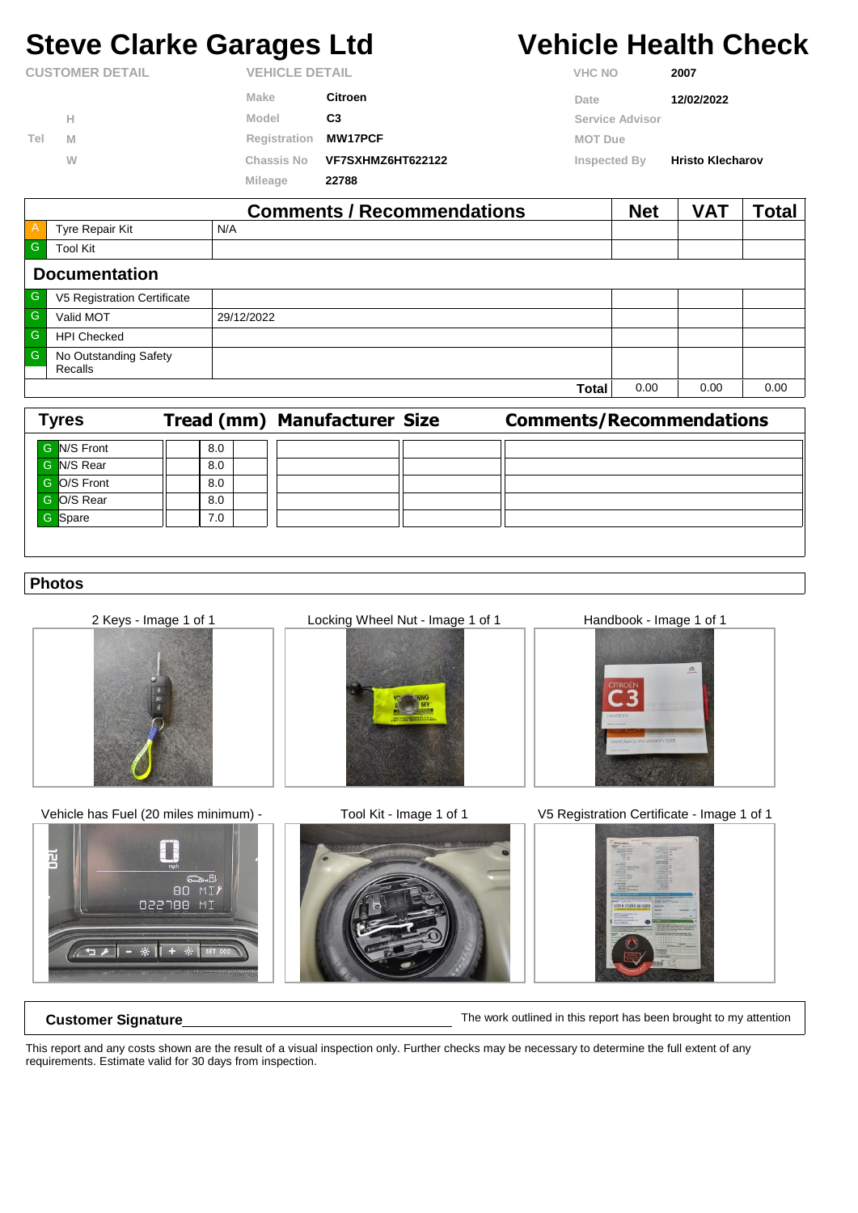# Steve Clarke Garages Ltd

# Vehicle Health Check

| CUSTOMER DETAIL | | VEHICLE DETAIL | | | |
|---|---|---|---|---|---|
| | | | | VHC NO | 2007 |
| | | Make | Citroen | Date | 12/02/2022 |
| | H | Model | C3 | Service Advisor | |
| Tel | M | Registration | MW17PCF | MOT Due | |
| | W | Chassis No | VF7SXHMZ6HT622122 | Inspected By | Hristo Klecharov |
| | | Mileage | 22788 | | |

| | | Comments / Recommendations | Net | VAT | Total |
|---|---|---|---|---|---|
| A | Tyre Repair Kit | N/A | | | |
| G | Tool Kit | | | | |
| **Documentation** | | | | | |
| G | V5 Registration Certificate | | | | |
| G | Valid MOT | 29/12/2022 | | | |
| G | HPI Checked | | | | |
| G | No Outstanding Safety Recalls | | | | |
| | | **Total** | 0.00 | 0.00 | 0.00 |

| Tyres | | Tread (mm) | | Manufacturer | Size | Comments/Recommendations |
|---|---|---|---|---|---|---|
| G | N/S Front | 8.0 | | | | |
| G | N/S Rear | 8.0 | | | | |
| G | O/S Front | 8.0 | | | | |
| G | O/S Rear | 8.0 | | | | |
| G | Spare | 7.0 | | | | |

## Photos

2 Keys - Image 1 of 1

Locking Wheel Nut - Image 1 of 1

Handbook - Image 1 of 1

Vehicle has Fuel (20 miles minimum) -

Tool Kit - Image 1 of 1

V5 Registration Certificate - Image 1 of 1

**Customer Signature**\_\_\_\_\_\_\_\_\_\_\_\_\_\_\_\_\_\_\_\_\_\_\_\_\_\_\_\_\_\_\_\_\_\_\_\_\_\_ The work outlined in this report has been brought to my attention

This report and any costs shown are the result of a visual inspection only. Further checks may be necessary to determine the full extent of any requirements. Estimate valid for 30 days from inspection.